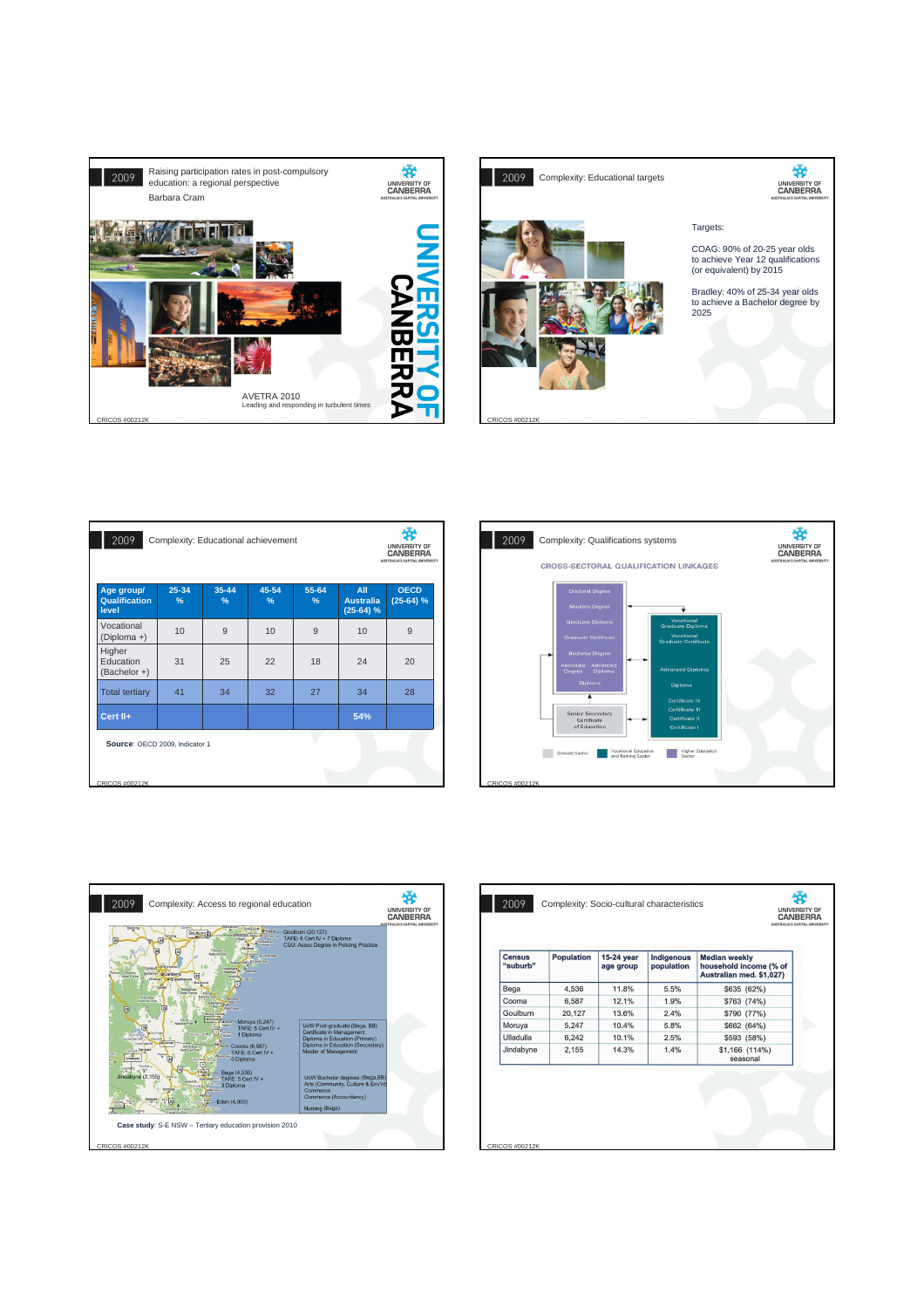## 2009 Raising participation rates in post-compulsory education: a regional perspective

Barbara Cram

UNIVERSITY OF CANBERRA

AVETRA 2010
Leading and responding in turbulent times

## 2009 Complexity: Educational targets

Targets:

COAG: 90% of 20-25 year olds to achieve Year 12 qualifications (or equivalent) by 2015

Bradley: 40% of 25-34 year olds to achieve a Bachelor degree by 2025

## 2009 Complexity: Educational achievement

| Age group/ Qualification level | 25-34 % | 35-44 % | 45-54 % | 55-64 % | All Australia (25-64) % | OECD (25-64) % |
|---|---|---|---|---|---|---|
| Vocational (Diploma +) | 10 | 9 | 10 | 9 | 10 | 9 |
| Higher Education (Bachelor +) | 31 | 25 | 22 | 18 | 24 | 20 |
| Total tertiary | 41 | 34 | 32 | 27 | 34 | 28 |
| Cert II+ | | | | | 54% | |

**Source**: OECD 2009, Indicator 1

## 2009 Complexity: Qualifications systems

CROSS-SECTORAL QUALIFICATION LINKAGES

Doctoral Degree
Masters Degree
Graduate Diploma
Graduate Certificate
Bachelor Degree
Associate Degree, Advanced Diploma
Diploma

Vocational Graduate Diploma
Vocational Graduate Certificate
Advanced Diploma
Diploma
Certificate IV
Certificate III
Certificate II
Certificate I

Senior Secondary Certificate of Education

Schools Sector | Vocational Education and Training Sector | Higher Education Sector

## 2009 Complexity: Access to regional education

Goulburn (20,127)
TAFE: 6 Cert IV + 7 Diploma
CSU: Assoc Degree in Policing Practice

Moruya (5,247)
TAFE: 5 Cert IV + 1 Diploma

UoW Post-graduate (Bega, BB)
Certificate in Management
Diploma in Education (Primary)
Diploma in Education (Secondary)
Master of Management

Cooma (6,587)
TAFE: 6 Cert IV + 5 Diploma

Bega (4,536)
TAFE: 5 Cert IV + 3 Diploma

UoW Bachelor degrees (Bega, BB)
Arts (Community, Culture & Env'nt)
Commerce
Commerce (Accountancy)
Nursing (Bega)

Jindabyne (2,155)

Eden (4,000)

**Case study**: S-E NSW – Tertiary education provision 2010

## 2009 Complexity: Socio-cultural characteristics

| Census "suburb" | Population | 15-24 year age group | Indigenous population | Median weekly household income (% of Australian med. $1,027) |
|---|---|---|---|---|
| Bega | 4,536 | 11.8% | 5.5% | $635 (62%) |
| Cooma | 6,587 | 12.1% | 1.9% | $763 (74%) |
| Goulburn | 20,127 | 13.6% | 2.4% | $790 (77%) |
| Moruya | 5,247 | 10.4% | 5.8% | $662 (64%) |
| Ulladulla | 6,242 | 10.1% | 2.5% | $593 (58%) |
| Jindabyne | 2,155 | 14.3% | 1.4% | $1,166 (114%) seasonal |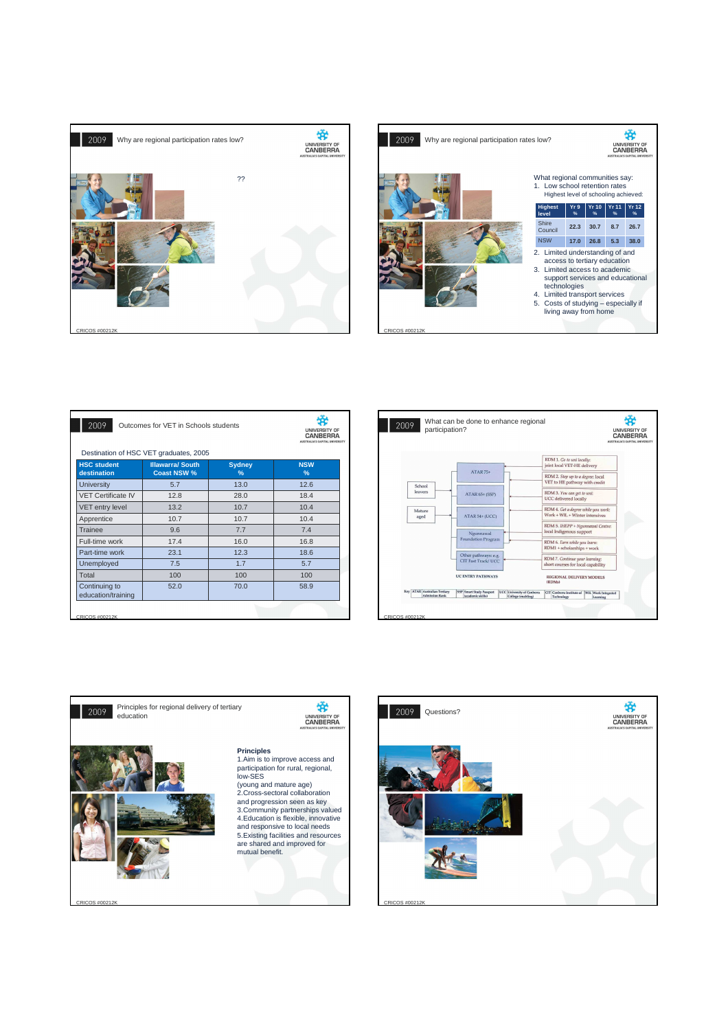## 2009 Why are regional participation rates low?

??

## 2009 Why are regional participation rates low?

What regional communities say:

1. Low school retention rates
   Highest level of schooling achieved:

| Highest level | Yr 9 % | Yr 10 % | Yr 11 % | Yr 12 % |
|---|---|---|---|---|
| Shire Council | 22.3 | 30.7 | 8.7 | 26.7 |
| NSW | 17.0 | 26.8 | 5.3 | 38.0 |

2. Limited understanding of and access to tertiary education
3. Limited access to academic support services and educational technologies
4. Limited transport services
5. Costs of studying – especially if living away from home

## 2009 Outcomes for VET in Schools students

Destination of HSC VET graduates, 2005

| HSC student destination | Illawarra/ South Coast NSW % | Sydney % | NSW % |
|---|---|---|---|
| University | 5.7 | 13.0 | 12.6 |
| VET Certificate IV | 12.8 | 28.0 | 18.4 |
| VET entry level | 13.2 | 10.7 | 10.4 |
| Apprentice | 10.7 | 10.7 | 10.4 |
| Trainee | 9.6 | 7.7 | 7.4 |
| Full-time work | 17.4 | 16.0 | 16.8 |
| Part-time work | 23.1 | 12.3 | 18.6 |
| Unemployed | 7.5 | 1.7 | 5.7 |
| Total | 100 | 100 | 100 |
| Continuing to education/training | 52.0 | 70.0 | 58.9 |

## 2009 What can be done to enhance regional participation?

School leavers

Mature aged

ATAR 75+

ATAR 65+ (SSP)

ATAR 54+ (UCC)

Ngunnawal Foundation Program

Other pathways: e.g. CIT Fast Track/ UCC

UC ENTRY PATHWAYS

RDM 1. Go to uni locally: joint local VET-HE delivery

RDM 2. Step up to a degree: local VET to HE pathway with credit

RDM 3. You can get to uni: UCC delivered locally

RDM 4. Get a degree while you work: Work + WIL + Winter intensives

RDM 5. IHEPP + Ngunnawal Centre: local Indigenous support

RDM 6. Earn while you learn: RDM1 + scholarships + work

RDM 7. Continue your learning: short courses for local capability

REGIONAL DELIVERY MODELS (RDMs)

Key: ATAR Australian Tertiary Admission Rank; SSP Smart Study Passport (academic skills); UCC University of Canberra College (enabling); CIT Canberra Institute of Technology; WIL Work Integrated Learning

## 2009 Principles for regional delivery of tertiary education

**Principles**

1. Aim is to improve access and participation for rural, regional, low-SES (young and mature age)
2. Cross-sectoral collaboration and progression seen as key
3. Community partnerships valued
4. Education is flexible, innovative and responsive to local needs
5. Existing facilities and resources are shared and improved for mutual benefit.

## 2009 Questions?